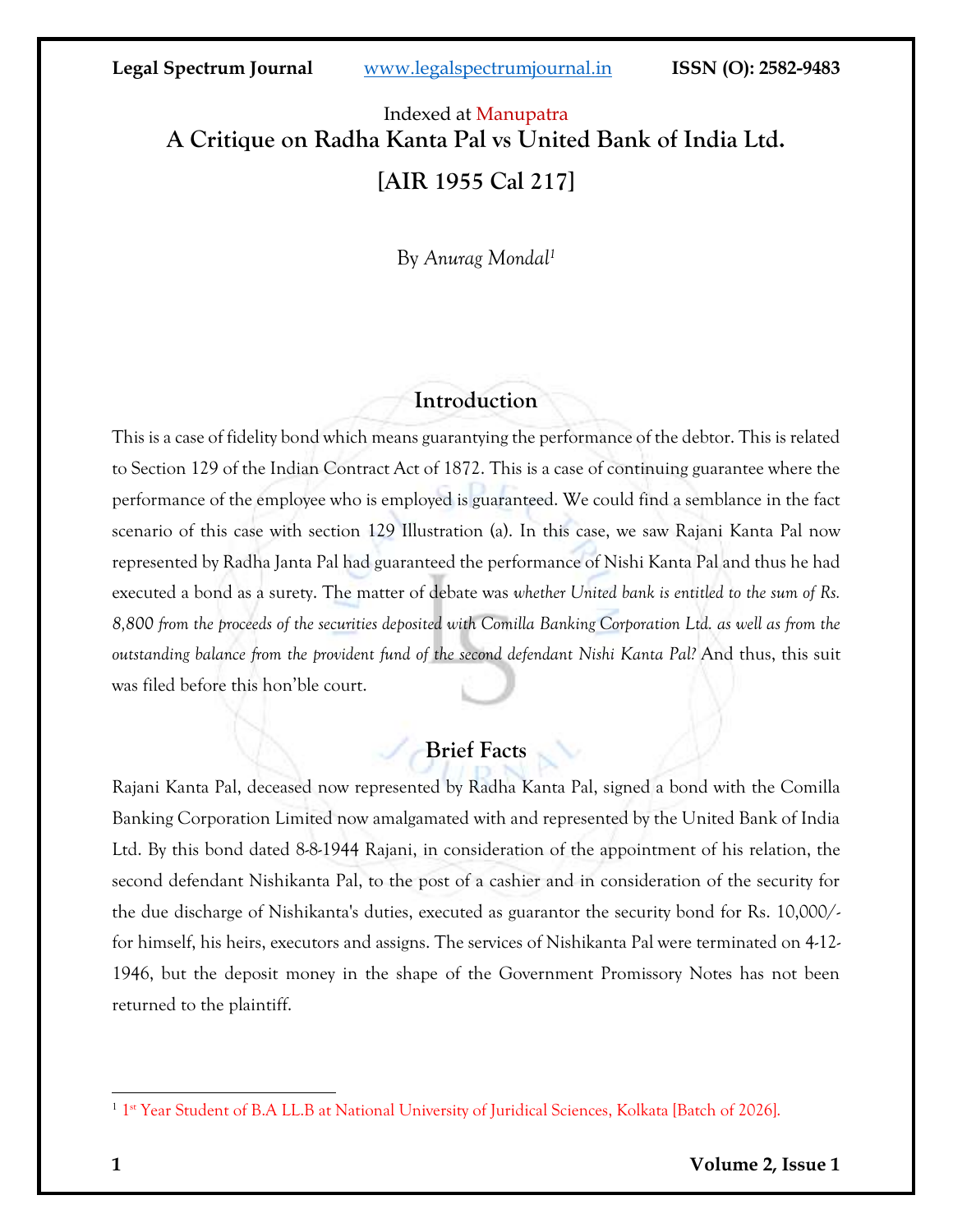Indexed at Manupatra

# A Critique on Radha Kanta Pal vs United Bank of India Ltd. [AIR 1955 Cal 217]

By *Anurag Mondal*[1]

## Introduction

This is a case of fidelity bond which means guarantying the performance of the debtor. This is related to Section 129 of the Indian Contract Act of 1872. This is a case of continuing guarantee where the performance of the employee who is employed is guaranteed. We could find a semblance in the fact scenario of this case with section 129 Illustration (a). In this case, we saw Rajani Kanta Pal now represented by Radha Janta Pal had guaranteed the performance of Nishi Kanta Pal and thus he had executed a bond as a surety. The matter of debate was *whether United bank is entitled to the sum of Rs. 8,800 from the proceeds of the securities deposited with Comilla Banking Corporation Ltd. as well as from the outstanding balance from the provident fund of the second defendant Nishi Kanta Pal?* And thus, this suit was filed before this hon'ble court.

## Brief Facts

Rajani Kanta Pal, deceased now represented by Radha Kanta Pal, signed a bond with the Comilla Banking Corporation Limited now amalgamated with and represented by the United Bank of India Ltd. By this bond dated 8-8-1944 Rajani, in consideration of the appointment of his relation, the second defendant Nishikanta Pal, to the post of a cashier and in consideration of the security for the due discharge of Nishikanta's duties, executed as guarantor the security bond for Rs. 10,000/- for himself, his heirs, executors and assigns. The services of Nishikanta Pal were terminated on 4-12-1946, but the deposit money in the shape of the Government Promissory Notes has not been returned to the plaintiff.

---

[1] 1st Year Student of B.A LL.B at National University of Juridical Sciences, Kolkata [Batch of 2026].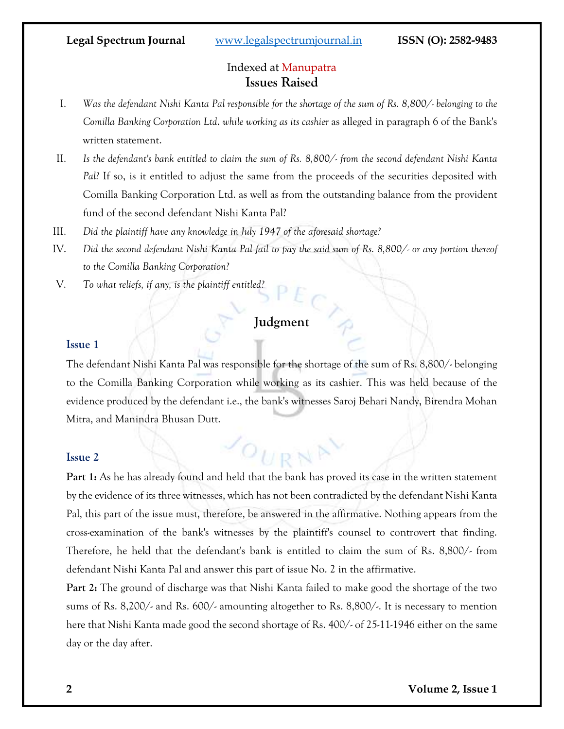## Issues Raised

I. *Was the defendant Nishi Kanta Pal responsible for the shortage of the sum of Rs. 8,800/- belonging to the Comilla Banking Corporation Ltd. while working as its cashier* as alleged in paragraph 6 of the Bank's written statement.

II. *Is the defendant's bank entitled to claim the sum of Rs. 8,800/- from the second defendant Nishi Kanta Pal?* If so, is it entitled to adjust the same from the proceeds of the securities deposited with Comilla Banking Corporation Ltd. as well as from the outstanding balance from the provident fund of the second defendant Nishi Kanta Pal?

III. *Did the plaintiff have any knowledge in July 1947 of the aforesaid shortage?*

IV. *Did the second defendant Nishi Kanta Pal fail to pay the said sum of Rs. 8,800/- or any portion thereof to the Comilla Banking Corporation?*

V. *To what reliefs, if any, is the plaintiff entitled?*

## Judgment

### Issue 1

The defendant Nishi Kanta Pal was responsible for the shortage of the sum of Rs. 8,800/- belonging to the Comilla Banking Corporation while working as its cashier. This was held because of the evidence produced by the defendant i.e., the bank's witnesses Saroj Behari Nandy, Birendra Mohan Mitra, and Manindra Bhusan Dutt.

### Issue 2

**Part 1:** As he has already found and held that the bank has proved its case in the written statement by the evidence of its three witnesses, which has not been contradicted by the defendant Nishi Kanta Pal, this part of the issue must, therefore, be answered in the affirmative. Nothing appears from the cross-examination of the bank's witnesses by the plaintiff's counsel to controvert that finding. Therefore, he held that the defendant's bank is entitled to claim the sum of Rs. 8,800/- from defendant Nishi Kanta Pal and answer this part of issue No. 2 in the affirmative.

**Part 2:** The ground of discharge was that Nishi Kanta failed to make good the shortage of the two sums of Rs. 8,200/- and Rs. 600/- amounting altogether to Rs. 8,800/-. It is necessary to mention here that Nishi Kanta made good the second shortage of Rs. 400/- of 25-11-1946 either on the same day or the day after.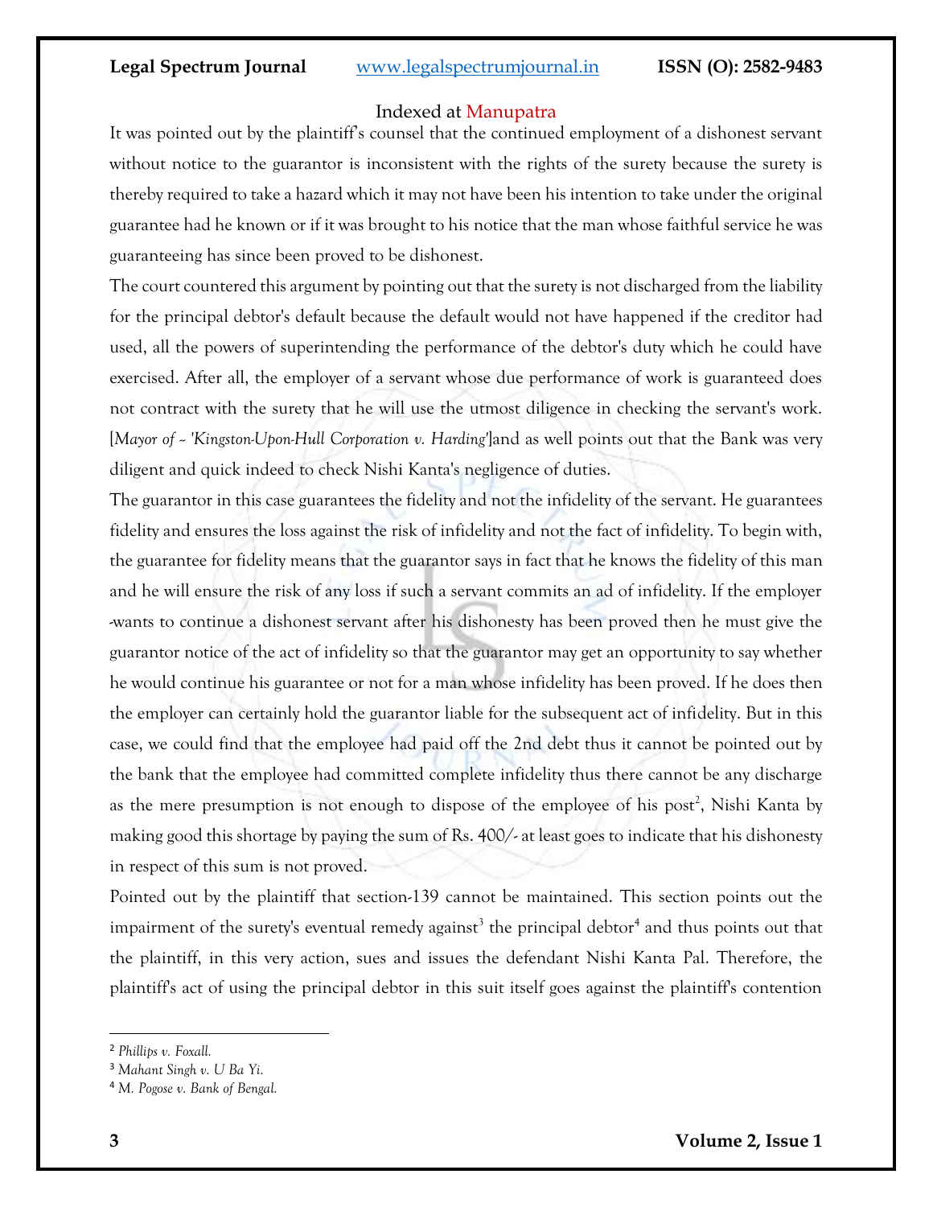It was pointed out by the plaintiff's counsel that the continued employment of a dishonest servant without notice to the guarantor is inconsistent with the rights of the surety because the surety is thereby required to take a hazard which it may not have been his intention to take under the original guarantee had he known or if it was brought to his notice that the man whose faithful service he was guaranteeing has since been proved to be dishonest.

The court countered this argument by pointing out that the surety is not discharged from the liability for the principal debtor's default because the default would not have happened if the creditor had used, all the powers of superintending the performance of the debtor's duty which he could have exercised. After all, the employer of a servant whose due performance of work is guaranteed does not contract with the surety that he will use the utmost diligence in checking the servant's work. [*Mayor of – 'Kingston-Upon-Hull Corporation v. Harding'*]and as well points out that the Bank was very diligent and quick indeed to check Nishi Kanta's negligence of duties.

The guarantor in this case guarantees the fidelity and not the infidelity of the servant. He guarantees fidelity and ensures the loss against the risk of infidelity and not the fact of infidelity. To begin with, the guarantee for fidelity means that the guarantor says in fact that he knows the fidelity of this man and he will ensure the risk of any loss if such a servant commits an ad of infidelity. If the employer -wants to continue a dishonest servant after his dishonesty has been proved then he must give the guarantor notice of the act of infidelity so that the guarantor may get an opportunity to say whether he would continue his guarantee or not for a man whose infidelity has been proved. If he does then the employer can certainly hold the guarantor liable for the subsequent act of infidelity. But in this case, we could find that the employee had paid off the 2nd debt thus it cannot be pointed out by the bank that the employee had committed complete infidelity thus there cannot be any discharge as the mere presumption is not enough to dispose of the employee of his post[2], Nishi Kanta by making good this shortage by paying the sum of Rs. 400/- at least goes to indicate that his dishonesty in respect of this sum is not proved.

Pointed out by the plaintiff that section-139 cannot be maintained. This section points out the impairment of the surety's eventual remedy against[3] the principal debtor[4] and thus points out that the plaintiff, in this very action, sues and issues the defendant Nishi Kanta Pal. Therefore, the plaintiff's act of using the principal debtor in this suit itself goes against the plaintiff's contention

---

[2] *Phillips v. Foxall.*

[3] *Mahant Singh v. U Ba Yi.*

[4] *M. Pogose v. Bank of Bengal.*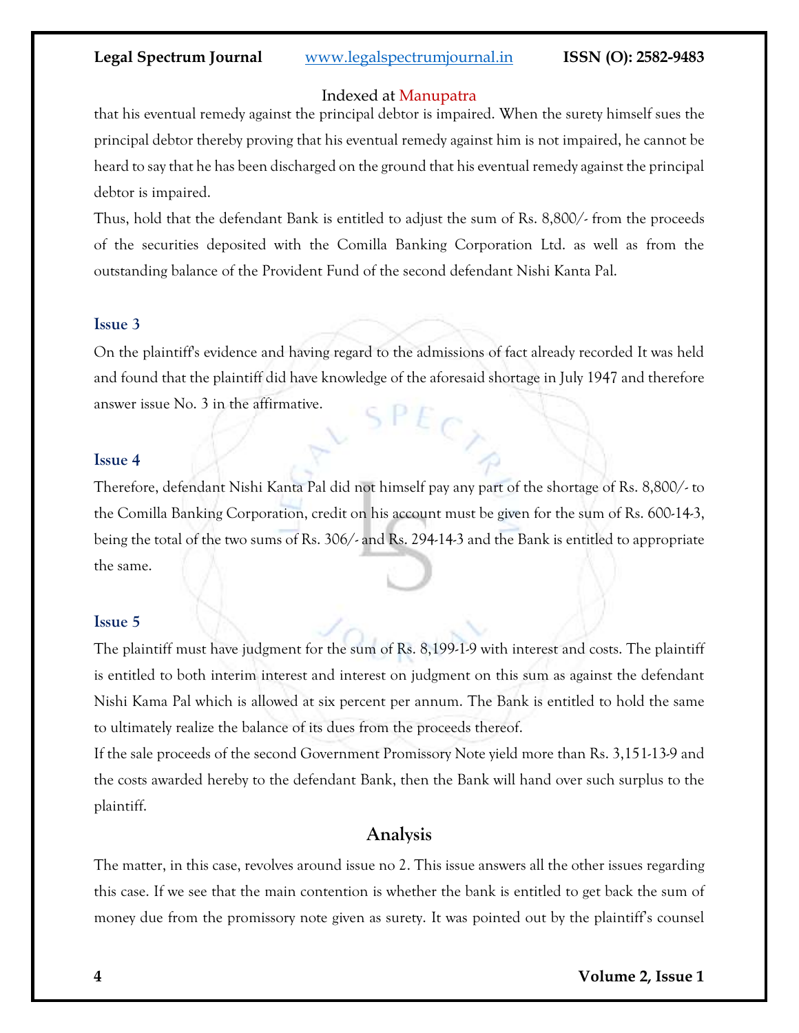that his eventual remedy against the principal debtor is impaired. When the surety himself sues the principal debtor thereby proving that his eventual remedy against him is not impaired, he cannot be heard to say that he has been discharged on the ground that his eventual remedy against the principal debtor is impaired.

Thus, hold that the defendant Bank is entitled to adjust the sum of Rs. 8,800/- from the proceeds of the securities deposited with the Comilla Banking Corporation Ltd. as well as from the outstanding balance of the Provident Fund of the second defendant Nishi Kanta Pal.

### Issue 3

On the plaintiff's evidence and having regard to the admissions of fact already recorded It was held and found that the plaintiff did have knowledge of the aforesaid shortage in July 1947 and therefore answer issue No. 3 in the affirmative.

### Issue 4

Therefore, defendant Nishi Kanta Pal did not himself pay any part of the shortage of Rs. 8,800/- to the Comilla Banking Corporation, credit on his account must be given for the sum of Rs. 600-14-3, being the total of the two sums of Rs. 306/- and Rs. 294-14-3 and the Bank is entitled to appropriate the same.

### Issue 5

The plaintiff must have judgment for the sum of Rs. 8,199-1-9 with interest and costs. The plaintiff is entitled to both interim interest and interest on judgment on this sum as against the defendant Nishi Kama Pal which is allowed at six percent per annum. The Bank is entitled to hold the same to ultimately realize the balance of its dues from the proceeds thereof.

If the sale proceeds of the second Government Promissory Note yield more than Rs. 3,151-13-9 and the costs awarded hereby to the defendant Bank, then the Bank will hand over such surplus to the plaintiff.

## Analysis

The matter, in this case, revolves around issue no 2. This issue answers all the other issues regarding this case. If we see that the main contention is whether the bank is entitled to get back the sum of money due from the promissory note given as surety. It was pointed out by the plaintiff's counsel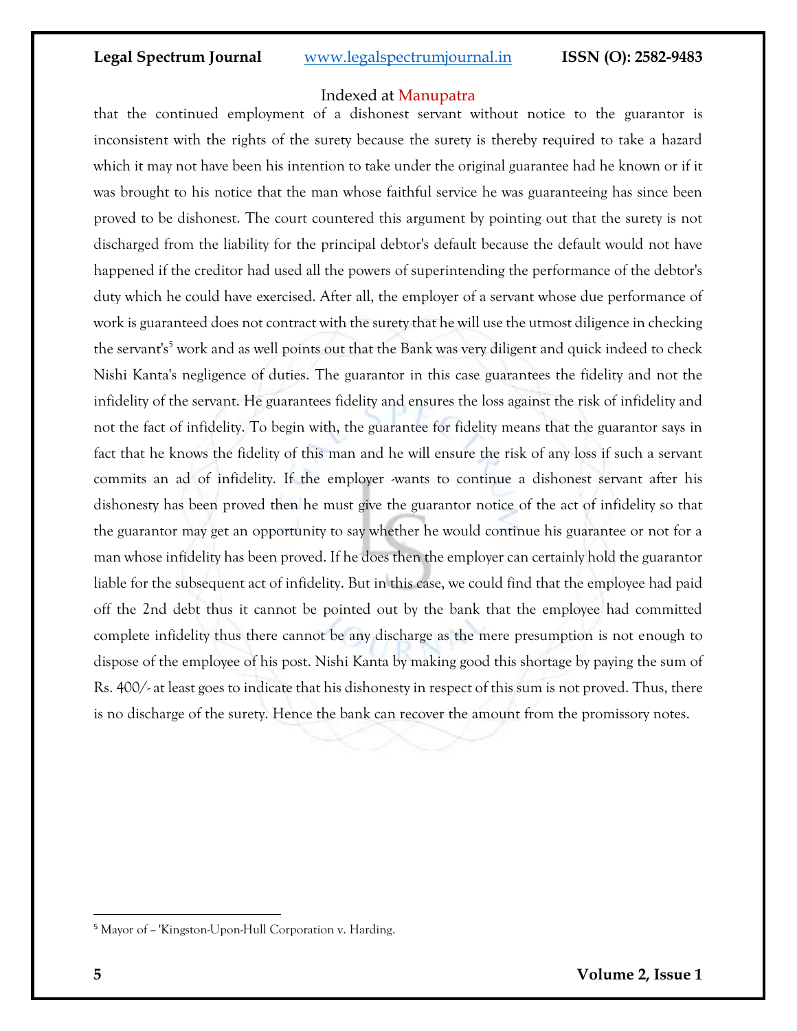that the continued employment of a dishonest servant without notice to the guarantor is inconsistent with the rights of the surety because the surety is thereby required to take a hazard which it may not have been his intention to take under the original guarantee had he known or if it was brought to his notice that the man whose faithful service he was guaranteeing has since been proved to be dishonest. The court countered this argument by pointing out that the surety is not discharged from the liability for the principal debtor's default because the default would not have happened if the creditor had used all the powers of superintending the performance of the debtor's duty which he could have exercised. After all, the employer of a servant whose due performance of work is guaranteed does not contract with the surety that he will use the utmost diligence in checking the servant's[5] work and as well points out that the Bank was very diligent and quick indeed to check Nishi Kanta's negligence of duties. The guarantor in this case guarantees the fidelity and not the infidelity of the servant. He guarantees fidelity and ensures the loss against the risk of infidelity and not the fact of infidelity. To begin with, the guarantee for fidelity means that the guarantor says in fact that he knows the fidelity of this man and he will ensure the risk of any loss if such a servant commits an ad of infidelity. If the employer -wants to continue a dishonest servant after his dishonesty has been proved then he must give the guarantor notice of the act of infidelity so that the guarantor may get an opportunity to say whether he would continue his guarantee or not for a man whose infidelity has been proved. If he does then the employer can certainly hold the guarantor liable for the subsequent act of infidelity. But in this case, we could find that the employee had paid off the 2nd debt thus it cannot be pointed out by the bank that the employee had committed complete infidelity thus there cannot be any discharge as the mere presumption is not enough to dispose of the employee of his post. Nishi Kanta by making good this shortage by paying the sum of Rs. 400/- at least goes to indicate that his dishonesty in respect of this sum is not proved. Thus, there is no discharge of the surety. Hence the bank can recover the amount from the promissory notes.

---

[5] Mayor of ~ 'Kingston-Upon-Hull Corporation v. Harding.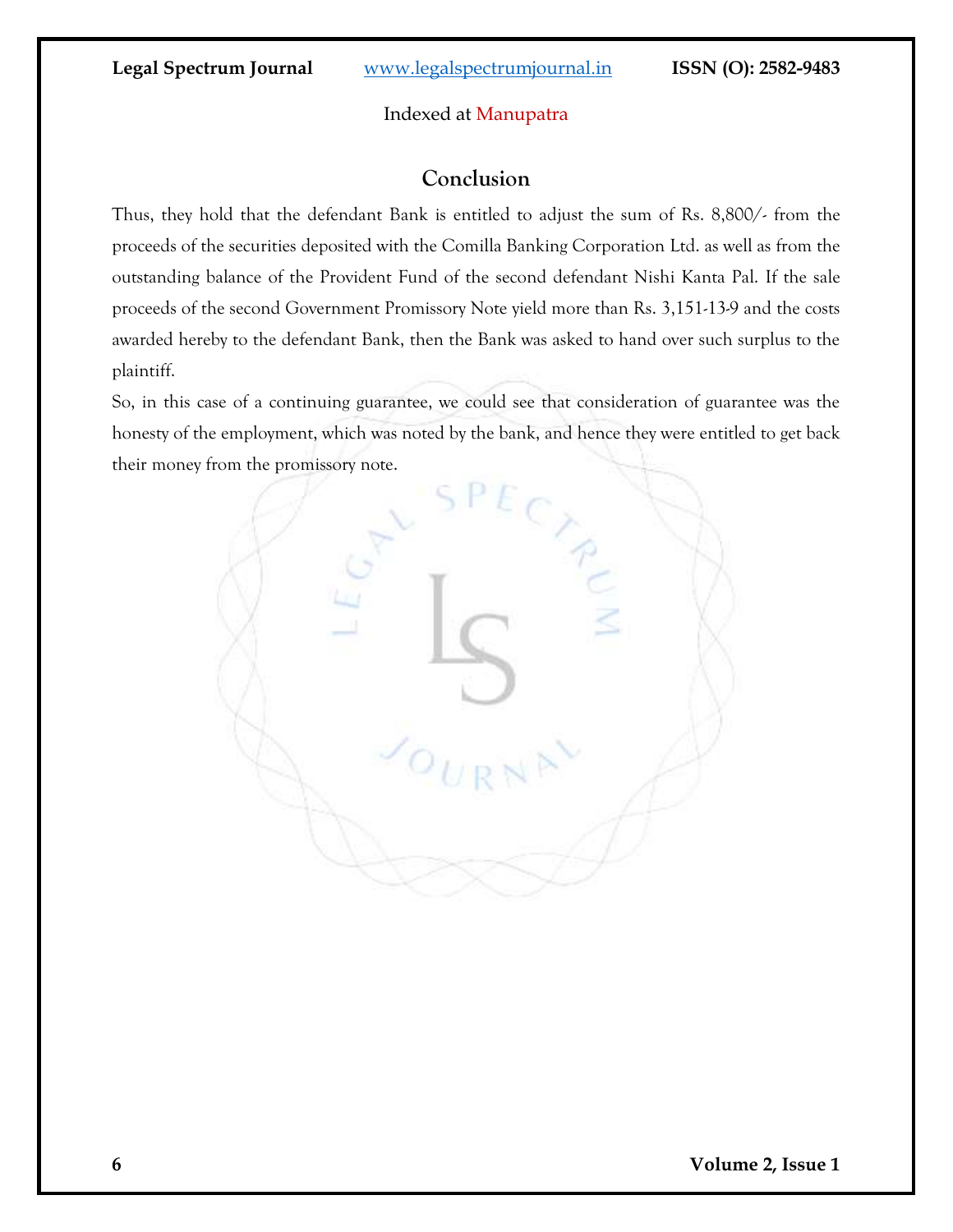## Conclusion

Thus, they hold that the defendant Bank is entitled to adjust the sum of Rs. 8,800/- from the proceeds of the securities deposited with the Comilla Banking Corporation Ltd. as well as from the outstanding balance of the Provident Fund of the second defendant Nishi Kanta Pal. If the sale proceeds of the second Government Promissory Note yield more than Rs. 3,151-13-9 and the costs awarded hereby to the defendant Bank, then the Bank was asked to hand over such surplus to the plaintiff.

So, in this case of a continuing guarantee, we could see that consideration of guarantee was the honesty of the employment, which was noted by the bank, and hence they were entitled to get back their money from the promissory note.